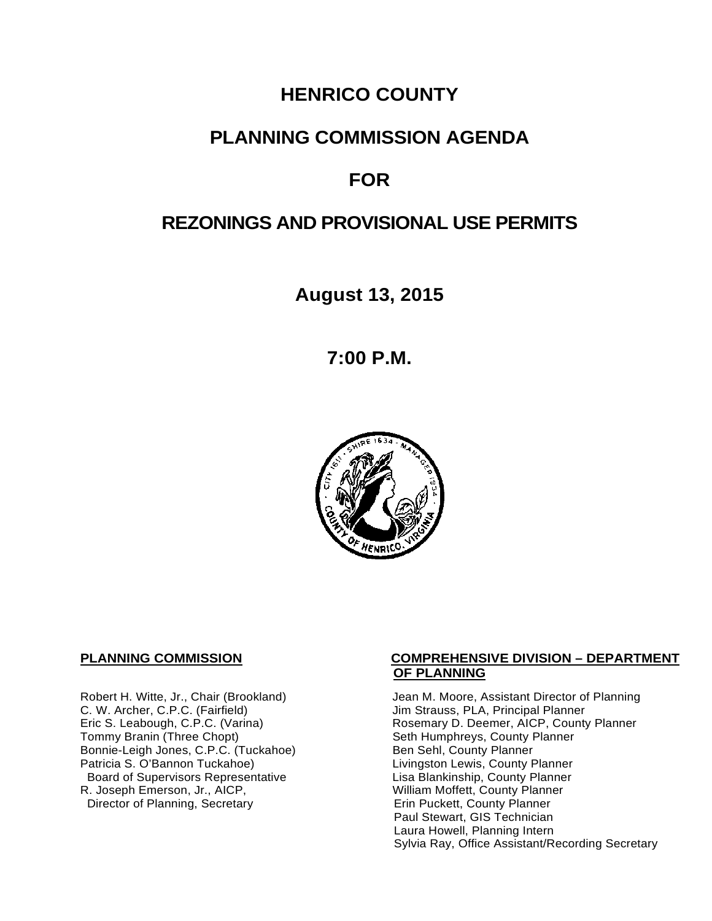# HENRICO COUNTY

# PLANNING COMMISSION AGENDA

# FOR

# REZONINGS AND PROVISIONAL USE PERMITS

**August 13, 2015**

**7:00 P.M.**

**PLANNING COMMISSION**

Robert H. Witte, Jr., Chair (Brookland)
C. W. Archer, C.P.C. (Fairfield)
Eric S. Leabough, C.P.C. (Varina)
Tommy Branin (Three Chopt)
Bonnie-Leigh Jones, C.P.C. (Tuckahoe)
Patricia S. O'Bannon Tuckahoe)
  Board of Supervisors Representative
R. Joseph Emerson, Jr., AICP,
  Director of Planning, Secretary

**COMPREHENSIVE DIVISION – DEPARTMENT OF PLANNING**

Jean M. Moore, Assistant Director of Planning
Jim Strauss, PLA, Principal Planner
Rosemary D. Deemer, AICP, County Planner
Seth Humphreys, County Planner
Ben Sehl, County Planner
Livingston Lewis, County Planner
Lisa Blankinship, County Planner
William Moffett, County Planner
Erin Puckett, County Planner
Paul Stewart, GIS Technician
Laura Howell, Planning Intern
Sylvia Ray, Office Assistant/Recording Secretary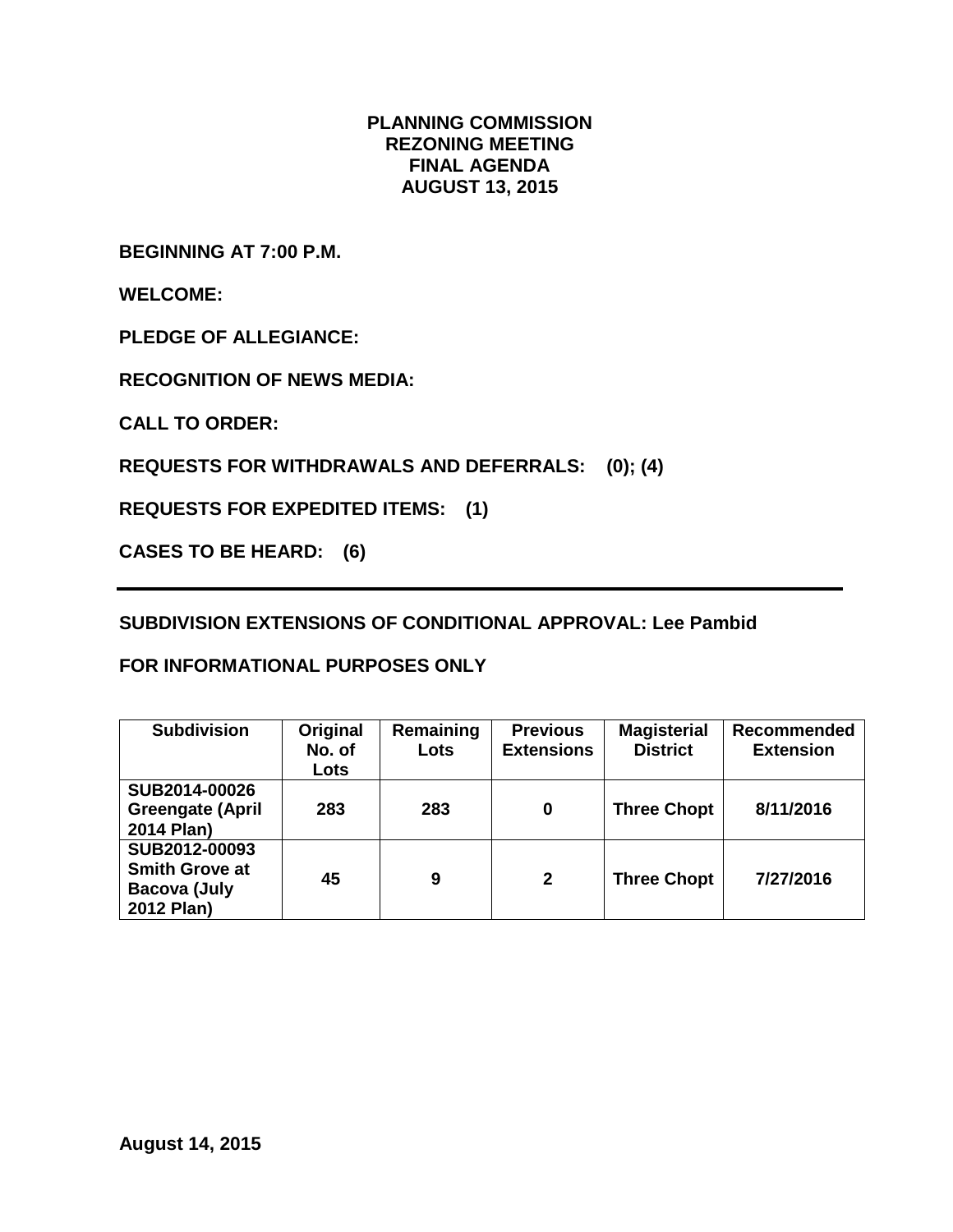**PLANNING COMMISSION**
**REZONING MEETING**
**FINAL AGENDA**
**AUGUST 13, 2015**

**BEGINNING AT 7:00 P.M.**

**WELCOME:**

**PLEDGE OF ALLEGIANCE:**

**RECOGNITION OF NEWS MEDIA:**

**CALL TO ORDER:**

**REQUESTS FOR WITHDRAWALS AND DEFERRALS: (0); (4)**

**REQUESTS FOR EXPEDITED ITEMS: (1)**

**CASES TO BE HEARD: (6)**

---

**SUBDIVISION EXTENSIONS OF CONDITIONAL APPROVAL: Lee Pambid**

**FOR INFORMATIONAL PURPOSES ONLY**

| Subdivision | Original No. of Lots | Remaining Lots | Previous Extensions | Magisterial District | Recommended Extension |
|---|---|---|---|---|---|
| **SUB2014-00026 Greengate (April 2014 Plan)** | **283** | **283** | **0** | **Three Chopt** | **8/11/2016** |
| **SUB2012-00093 Smith Grove at Bacova (July 2012 Plan)** | **45** | **9** | **2** | **Three Chopt** | **7/27/2016** |

**August 14, 2015**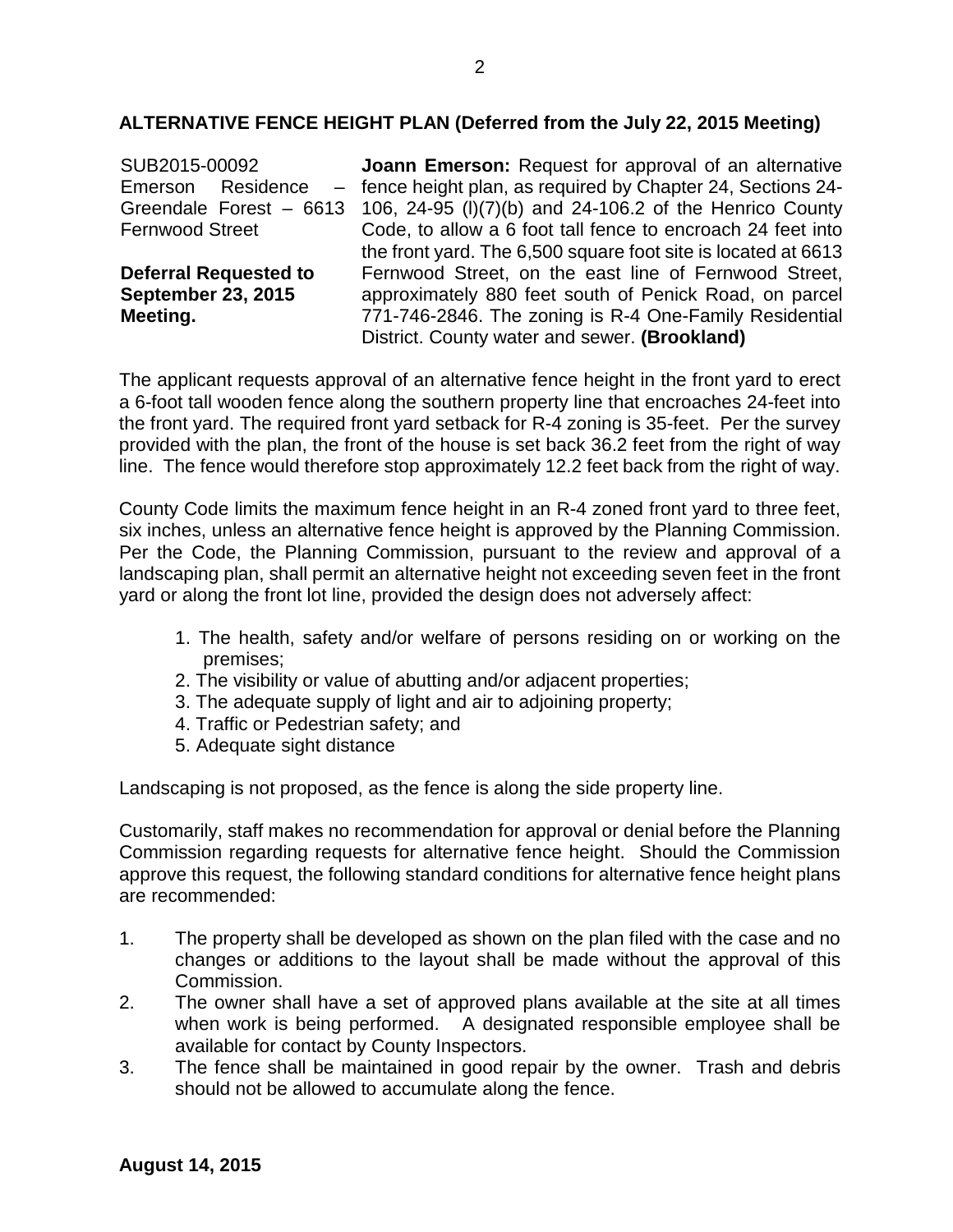## ALTERNATIVE FENCE HEIGHT PLAN (Deferred from the July 22, 2015 Meeting)

SUB2015-00092
Emerson Residence – Greendale Forest – 6613 Fernwood Street

**Deferral Requested to September 23, 2015 Meeting.**

**Joann Emerson:** Request for approval of an alternative fence height plan, as required by Chapter 24, Sections 24-106, 24-95 (l)(7)(b) and 24-106.2 of the Henrico County Code, to allow a 6 foot tall fence to encroach 24 feet into the front yard. The 6,500 square foot site is located at 6613 Fernwood Street, on the east line of Fernwood Street, approximately 880 feet south of Penick Road, on parcel 771-746-2846. The zoning is R-4 One-Family Residential District. County water and sewer. **(Brookland)**

The applicant requests approval of an alternative fence height in the front yard to erect a 6-foot tall wooden fence along the southern property line that encroaches 24-feet into the front yard. The required front yard setback for R-4 zoning is 35-feet. Per the survey provided with the plan, the front of the house is set back 36.2 feet from the right of way line. The fence would therefore stop approximately 12.2 feet back from the right of way.

County Code limits the maximum fence height in an R-4 zoned front yard to three feet, six inches, unless an alternative fence height is approved by the Planning Commission. Per the Code, the Planning Commission, pursuant to the review and approval of a landscaping plan, shall permit an alternative height not exceeding seven feet in the front yard or along the front lot line, provided the design does not adversely affect:

1. The health, safety and/or welfare of persons residing on or working on the premises;
2. The visibility or value of abutting and/or adjacent properties;
3. The adequate supply of light and air to adjoining property;
4. Traffic or Pedestrian safety; and
5. Adequate sight distance

Landscaping is not proposed, as the fence is along the side property line.

Customarily, staff makes no recommendation for approval or denial before the Planning Commission regarding requests for alternative fence height. Should the Commission approve this request, the following standard conditions for alternative fence height plans are recommended:

1. The property shall be developed as shown on the plan filed with the case and no changes or additions to the layout shall be made without the approval of this Commission.
2. The owner shall have a set of approved plans available at the site at all times when work is being performed. A designated responsible employee shall be available for contact by County Inspectors.
3. The fence shall be maintained in good repair by the owner. Trash and debris should not be allowed to accumulate along the fence.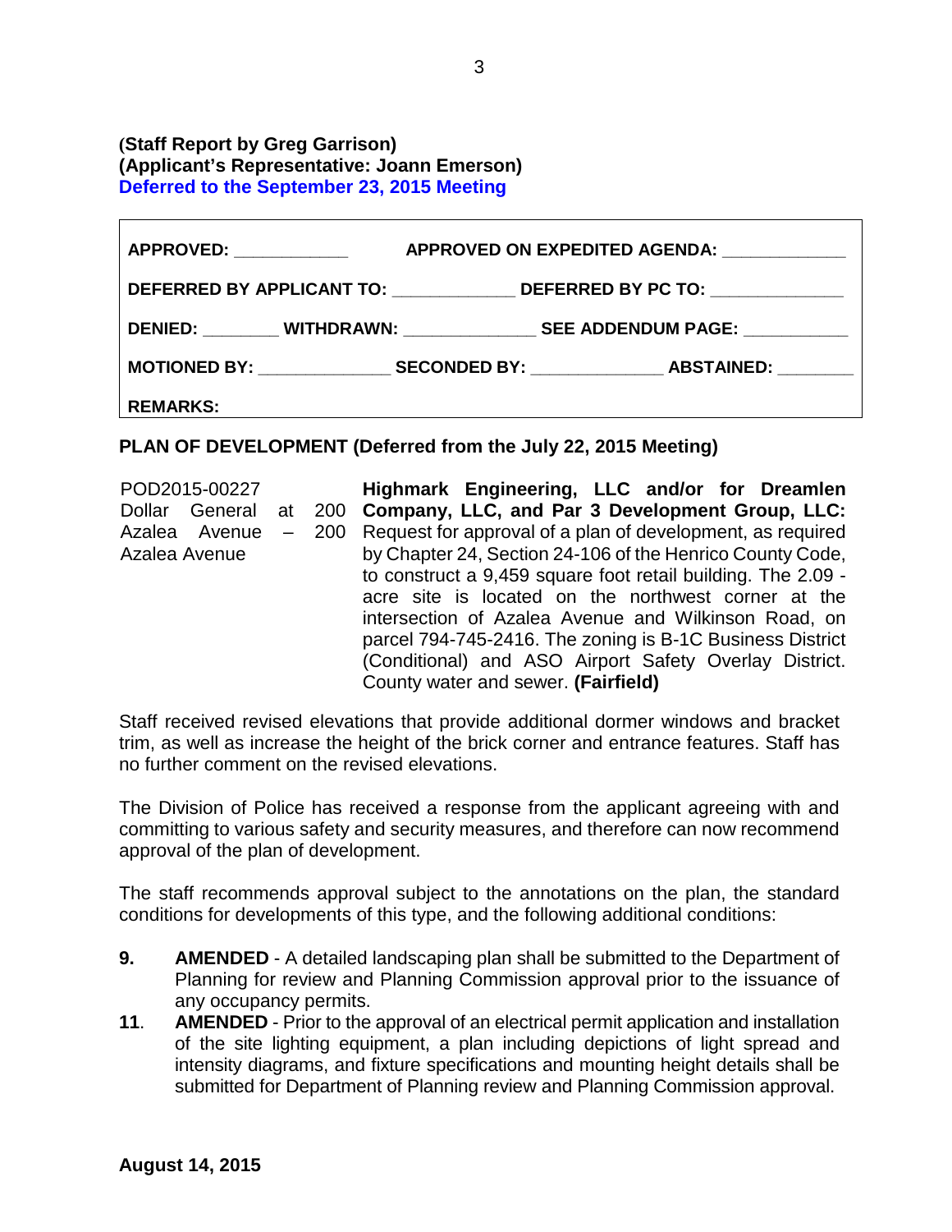**(Staff Report by Greg Garrison)**
**(Applicant's Representative: Joann Emerson)**
**Deferred to the September 23, 2015 Meeting**

| | |
|---|---|
| **APPROVED:** ____________ | **APPROVED ON EXPEDITED AGENDA:** ____________ |
| **DEFERRED BY APPLICANT TO:** ____________ | **DEFERRED BY PC TO:** ____________ |
| **DENIED:** ________ **WITHDRAWN:** ____________ | **SEE ADDENDUM PAGE:** ____________ |
| **MOTIONED BY:** ____________ **SECONDED BY:** ____________ | **ABSTAINED:** ________ |
| **REMARKS:** | |

**PLAN OF DEVELOPMENT (Deferred from the July 22, 2015 Meeting)**

POD2015-00227
Dollar General at 200 Azalea Avenue – 200 Azalea Avenue

**Highmark Engineering, LLC and/or for Dreamlen Company, LLC, and Par 3 Development Group, LLC:** Request for approval of a plan of development, as required by Chapter 24, Section 24-106 of the Henrico County Code, to construct a 9,459 square foot retail building. The 2.09 - acre site is located on the northwest corner at the intersection of Azalea Avenue and Wilkinson Road, on parcel 794-745-2416. The zoning is B-1C Business District (Conditional) and ASO Airport Safety Overlay District. County water and sewer. **(Fairfield)**

Staff received revised elevations that provide additional dormer windows and bracket trim, as well as increase the height of the brick corner and entrance features. Staff has no further comment on the revised elevations.

The Division of Police has received a response from the applicant agreeing with and committing to various safety and security measures, and therefore can now recommend approval of the plan of development.

The staff recommends approval subject to the annotations on the plan, the standard conditions for developments of this type, and the following additional conditions:

**9.** **AMENDED** - A detailed landscaping plan shall be submitted to the Department of Planning for review and Planning Commission approval prior to the issuance of any occupancy permits.

**11**. **AMENDED** - Prior to the approval of an electrical permit application and installation of the site lighting equipment, a plan including depictions of light spread and intensity diagrams, and fixture specifications and mounting height details shall be submitted for Department of Planning review and Planning Commission approval.

**August 14, 2015**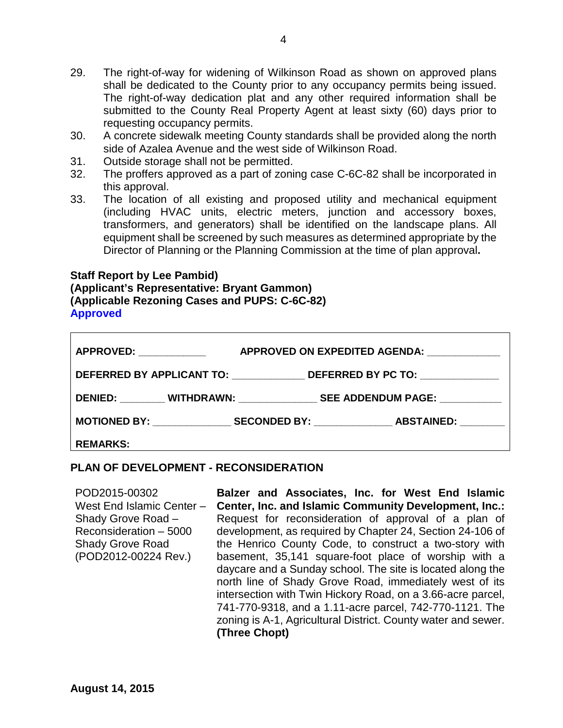29. The right-of-way for widening of Wilkinson Road as shown on approved plans shall be dedicated to the County prior to any occupancy permits being issued. The right-of-way dedication plat and any other required information shall be submitted to the County Real Property Agent at least sixty (60) days prior to requesting occupancy permits.
30. A concrete sidewalk meeting County standards shall be provided along the north side of Azalea Avenue and the west side of Wilkinson Road.
31. Outside storage shall not be permitted.
32. The proffers approved as a part of zoning case C-6C-82 shall be incorporated in this approval.
33. The location of all existing and proposed utility and mechanical equipment (including HVAC units, electric meters, junction and accessory boxes, transformers, and generators) shall be identified on the landscape plans. All equipment shall be screened by such measures as determined appropriate by the Director of Planning or the Planning Commission at the time of plan approval**.**

**Staff Report by Lee Pambid)**
**(Applicant's Representative: Bryant Gammon)**
**(Applicable Rezoning Cases and PUPS: C-6C-82)**
**Approved**

| | | |
|---|---|---|
| **APPROVED:** ___________ | **APPROVED ON EXPEDITED AGENDA:** ___________ | |
| **DEFERRED BY APPLICANT TO:** ___________ | **DEFERRED BY PC TO:** ___________ | |
| **DENIED:** _______ **WITHDRAWN:** ___________ | **SEE ADDENDUM PAGE:** ___________ | |
| **MOTIONED BY:** ___________ | **SECONDED BY:** ___________ | **ABSTAINED:** _______ |
| **REMARKS:** | | |

## PLAN OF DEVELOPMENT - RECONSIDERATION

POD2015-00302
West End Islamic Center – Shady Grove Road – Reconsideration – 5000 Shady Grove Road
(POD2012-00224 Rev.)

**Balzer and Associates, Inc. for West End Islamic Center, Inc. and Islamic Community Development, Inc.:** Request for reconsideration of approval of a plan of development, as required by Chapter 24, Section 24-106 of the Henrico County Code, to construct a two-story with basement, 35,141 square-foot place of worship with a daycare and a Sunday school. The site is located along the north line of Shady Grove Road, immediately west of its intersection with Twin Hickory Road, on a 3.66-acre parcel, 741-770-9318, and a 1.11-acre parcel, 742-770-1121. The zoning is A-1, Agricultural District. County water and sewer. **(Three Chopt)**

**August 14, 2015**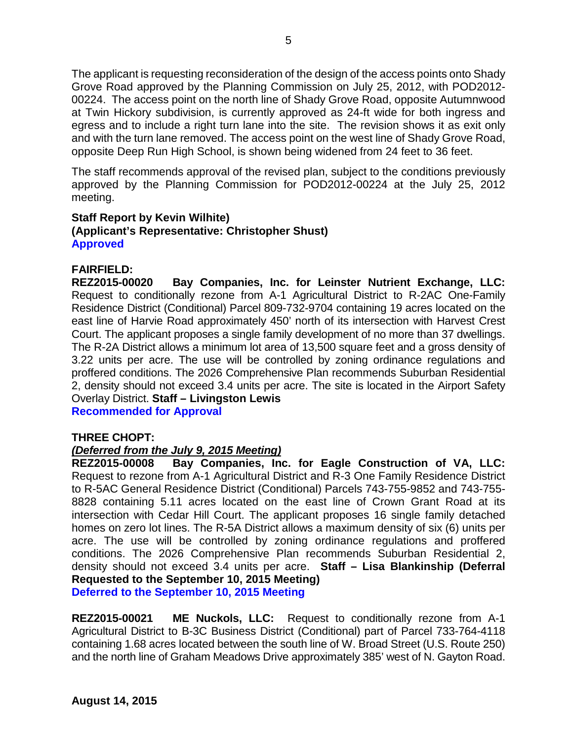The applicant is requesting reconsideration of the design of the access points onto Shady Grove Road approved by the Planning Commission on July 25, 2012, with POD2012-00224. The access point on the north line of Shady Grove Road, opposite Autumnwood at Twin Hickory subdivision, is currently approved as 24-ft wide for both ingress and egress and to include a right turn lane into the site. The revision shows it as exit only and with the turn lane removed. The access point on the west line of Shady Grove Road, opposite Deep Run High School, is shown being widened from 24 feet to 36 feet.

The staff recommends approval of the revised plan, subject to the conditions previously approved by the Planning Commission for POD2012-00224 at the July 25, 2012 meeting.

**Staff Report by Kevin Wilhite)**
**(Applicant's Representative: Christopher Shust)**
**Approved**

**FAIRFIELD:**
**REZ2015-00020 Bay Companies, Inc. for Leinster Nutrient Exchange, LLC:** Request to conditionally rezone from A-1 Agricultural District to R-2AC One-Family Residence District (Conditional) Parcel 809-732-9704 containing 19 acres located on the east line of Harvie Road approximately 450' north of its intersection with Harvest Crest Court. The applicant proposes a single family development of no more than 37 dwellings. The R-2A District allows a minimum lot area of 13,500 square feet and a gross density of 3.22 units per acre. The use will be controlled by zoning ordinance regulations and proffered conditions. The 2026 Comprehensive Plan recommends Suburban Residential 2, density should not exceed 3.4 units per acre. The site is located in the Airport Safety Overlay District. **Staff – Livingston Lewis**
**Recommended for Approval**

**THREE CHOPT:**
***(Deferred from the July 9, 2015 Meeting)***
**REZ2015-00008 Bay Companies, Inc. for Eagle Construction of VA, LLC:** Request to rezone from A-1 Agricultural District and R-3 One Family Residence District to R-5AC General Residence District (Conditional) Parcels 743-755-9852 and 743-755-8828 containing 5.11 acres located on the east line of Crown Grant Road at its intersection with Cedar Hill Court. The applicant proposes 16 single family detached homes on zero lot lines. The R-5A District allows a maximum density of six (6) units per acre. The use will be controlled by zoning ordinance regulations and proffered conditions. The 2026 Comprehensive Plan recommends Suburban Residential 2, density should not exceed 3.4 units per acre. **Staff – Lisa Blankinship (Deferral Requested to the September 10, 2015 Meeting)**
**Deferred to the September 10, 2015 Meeting**

**REZ2015-00021 ME Nuckols, LLC:** Request to conditionally rezone from A-1 Agricultural District to B-3C Business District (Conditional) part of Parcel 733-764-4118 containing 1.68 acres located between the south line of W. Broad Street (U.S. Route 250) and the north line of Graham Meadows Drive approximately 385' west of N. Gayton Road.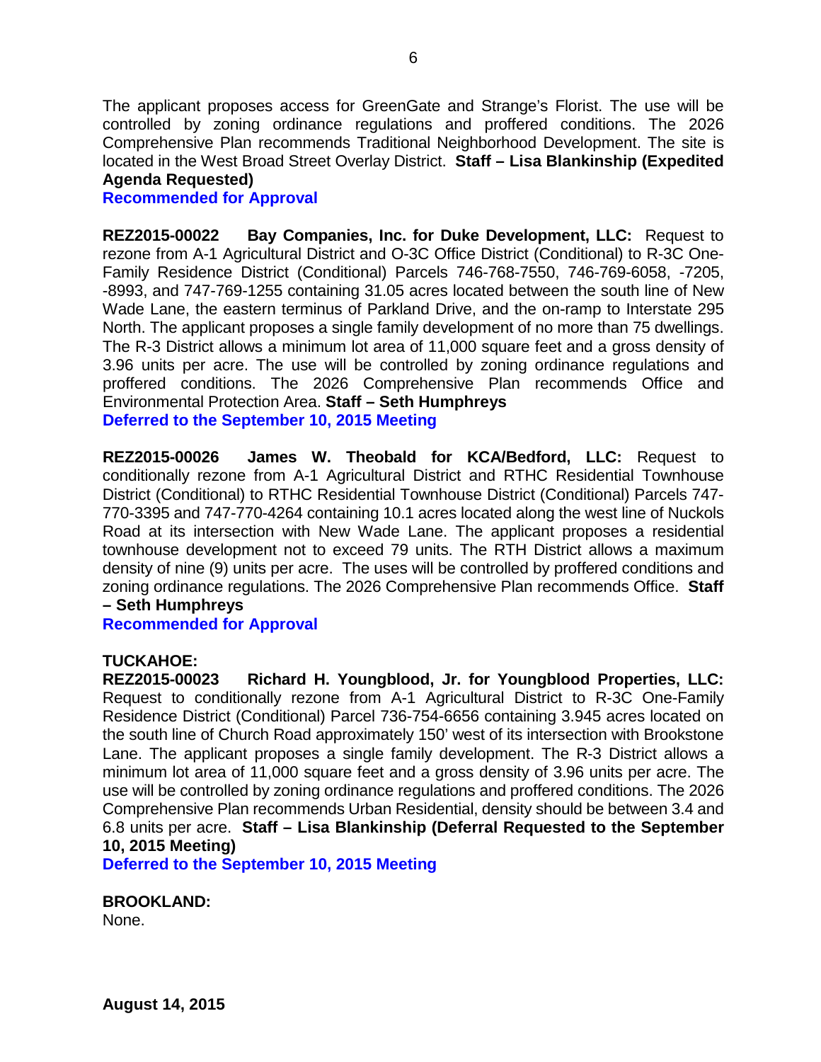The applicant proposes access for GreenGate and Strange's Florist. The use will be controlled by zoning ordinance regulations and proffered conditions. The 2026 Comprehensive Plan recommends Traditional Neighborhood Development. The site is located in the West Broad Street Overlay District. **Staff – Lisa Blankinship (Expedited Agenda Requested)**

**Recommended for Approval**

**REZ2015-00022 Bay Companies, Inc. for Duke Development, LLC:** Request to rezone from A-1 Agricultural District and O-3C Office District (Conditional) to R-3C One-Family Residence District (Conditional) Parcels 746-768-7550, 746-769-6058, -7205, -8993, and 747-769-1255 containing 31.05 acres located between the south line of New Wade Lane, the eastern terminus of Parkland Drive, and the on-ramp to Interstate 295 North. The applicant proposes a single family development of no more than 75 dwellings. The R-3 District allows a minimum lot area of 11,000 square feet and a gross density of 3.96 units per acre. The use will be controlled by zoning ordinance regulations and proffered conditions. The 2026 Comprehensive Plan recommends Office and Environmental Protection Area. **Staff – Seth Humphreys**

**Deferred to the September 10, 2015 Meeting**

**REZ2015-00026 James W. Theobald for KCA/Bedford, LLC:** Request to conditionally rezone from A-1 Agricultural District and RTHC Residential Townhouse District (Conditional) to RTHC Residential Townhouse District (Conditional) Parcels 747-770-3395 and 747-770-4264 containing 10.1 acres located along the west line of Nuckols Road at its intersection with New Wade Lane. The applicant proposes a residential townhouse development not to exceed 79 units. The RTH District allows a maximum density of nine (9) units per acre. The uses will be controlled by proffered conditions and zoning ordinance regulations. The 2026 Comprehensive Plan recommends Office. **Staff – Seth Humphreys**

**Recommended for Approval**

**TUCKAHOE:**

**REZ2015-00023 Richard H. Youngblood, Jr. for Youngblood Properties, LLC:** Request to conditionally rezone from A-1 Agricultural District to R-3C One-Family Residence District (Conditional) Parcel 736-754-6656 containing 3.945 acres located on the south line of Church Road approximately 150' west of its intersection with Brookstone Lane. The applicant proposes a single family development. The R-3 District allows a minimum lot area of 11,000 square feet and a gross density of 3.96 units per acre. The use will be controlled by zoning ordinance regulations and proffered conditions. The 2026 Comprehensive Plan recommends Urban Residential, density should be between 3.4 and 6.8 units per acre. **Staff – Lisa Blankinship (Deferral Requested to the September 10, 2015 Meeting)**

**Deferred to the September 10, 2015 Meeting**

**BROOKLAND:**

None.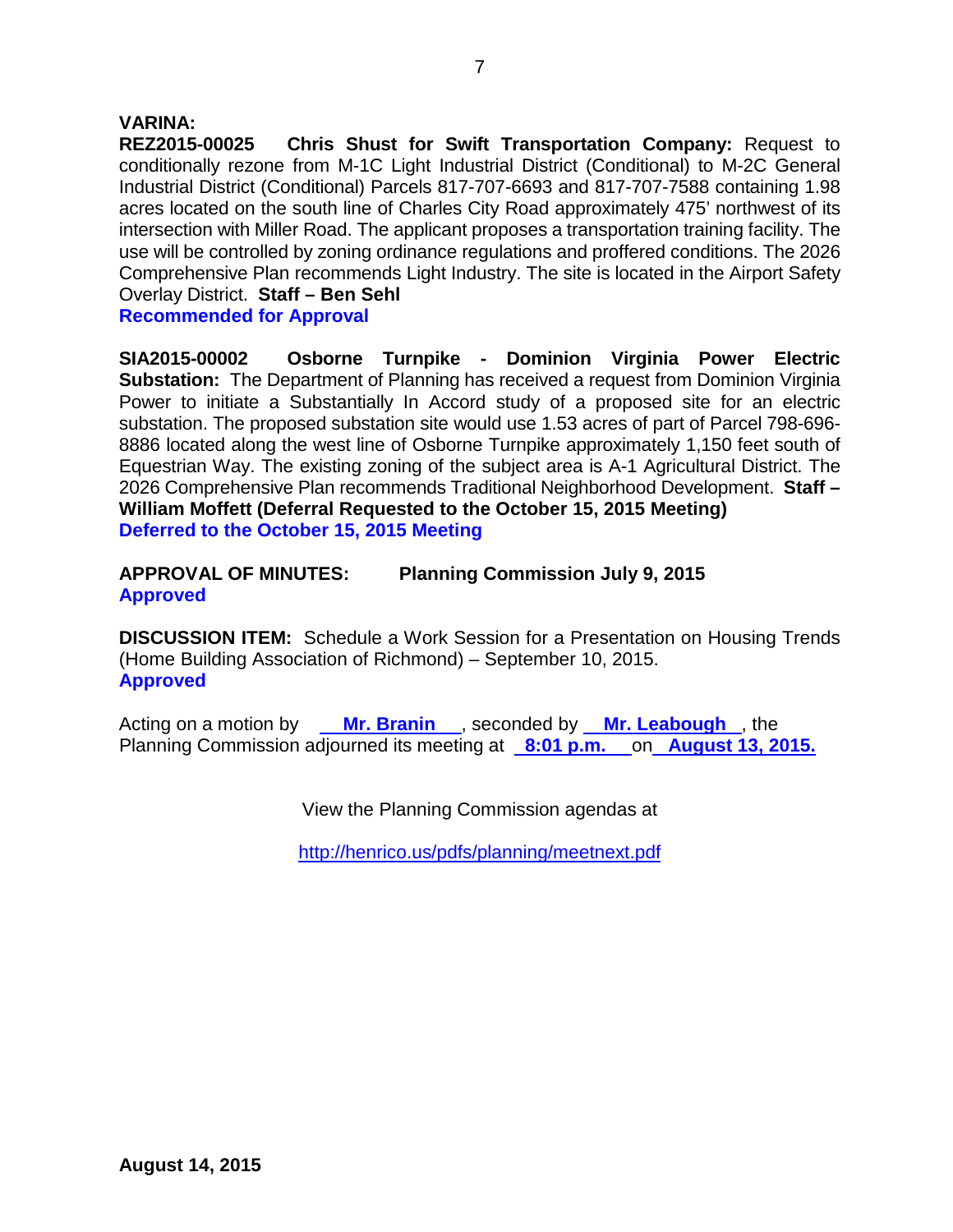**VARINA:**

**REZ2015-00025 Chris Shust for Swift Transportation Company:** Request to conditionally rezone from M-1C Light Industrial District (Conditional) to M-2C General Industrial District (Conditional) Parcels 817-707-6693 and 817-707-7588 containing 1.98 acres located on the south line of Charles City Road approximately 475' northwest of its intersection with Miller Road. The applicant proposes a transportation training facility. The use will be controlled by zoning ordinance regulations and proffered conditions. The 2026 Comprehensive Plan recommends Light Industry. The site is located in the Airport Safety Overlay District. **Staff – Ben Sehl**
**Recommended for Approval**

**SIA2015-00002 Osborne Turnpike - Dominion Virginia Power Electric Substation:** The Department of Planning has received a request from Dominion Virginia Power to initiate a Substantially In Accord study of a proposed site for an electric substation. The proposed substation site would use 1.53 acres of part of Parcel 798-696-8886 located along the west line of Osborne Turnpike approximately 1,150 feet south of Equestrian Way. The existing zoning of the subject area is A-1 Agricultural District. The 2026 Comprehensive Plan recommends Traditional Neighborhood Development. **Staff – William Moffett (Deferral Requested to the October 15, 2015 Meeting)**
**Deferred to the October 15, 2015 Meeting**

**APPROVAL OF MINUTES: Planning Commission July 9, 2015**
**Approved**

**DISCUSSION ITEM:** Schedule a Work Session for a Presentation on Housing Trends (Home Building Association of Richmond) – September 10, 2015.
**Approved**

Acting on a motion by **Mr. Branin**, seconded by **Mr. Leabough**, the Planning Commission adjourned its meeting at **8:01 p.m.** on **August 13, 2015.**

View the Planning Commission agendas at

http://henrico.us/pdfs/planning/meetnext.pdf

**August 14, 2015**